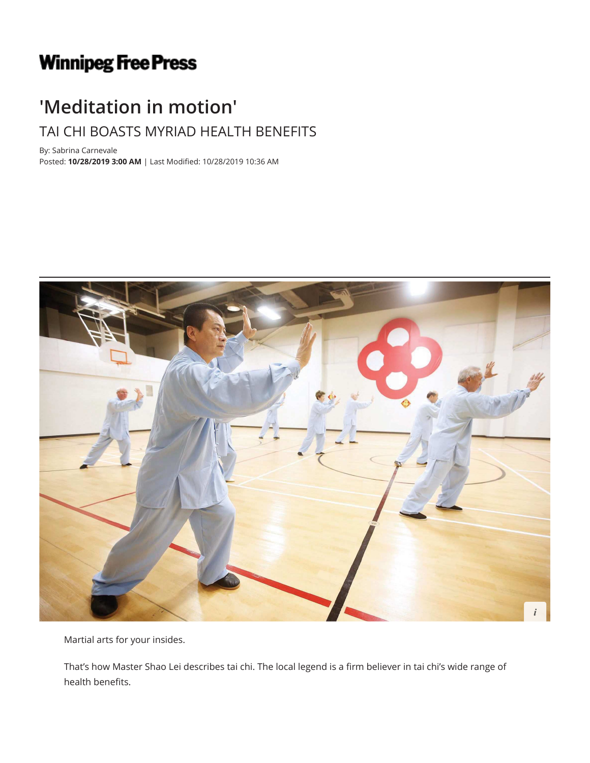# Winnipeg Free Press

## 'Meditation in motion'

### TAI CHI BOASTS MYRIAD HEALTH BENEFITS

By: Sabrina Carnevale
Posted: **10/28/2019 3:00 AM** | Last Modified: 10/28/2019 10:36 AM

Martial arts for your insides.

That's how Master Shao Lei describes tai chi. The local legend is a firm believer in tai chi's wide range of health benefits.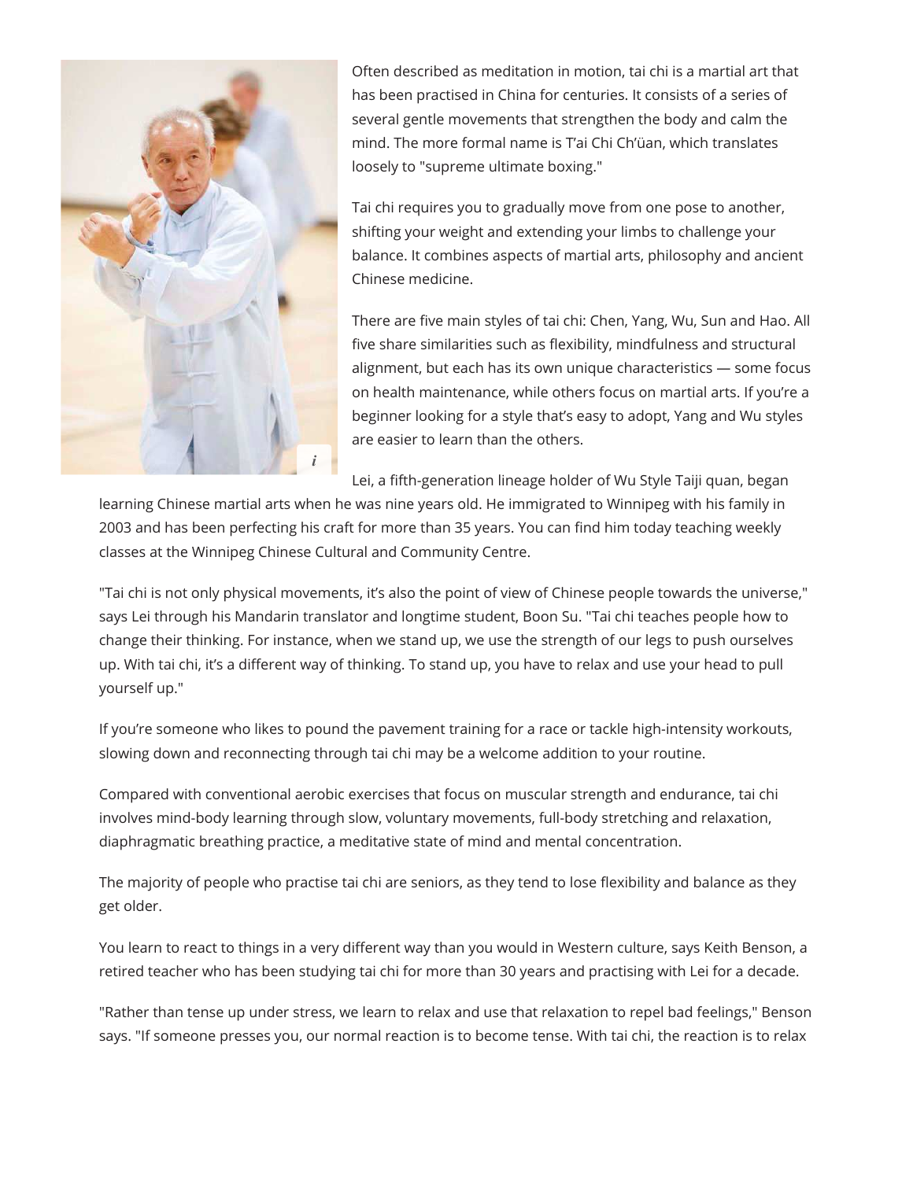Often described as meditation in motion, tai chi is a martial art that has been practised in China for centuries. It consists of a series of several gentle movements that strengthen the body and calm the mind. The more formal name is T'ai Chi Ch'üan, which translates loosely to "supreme ultimate boxing."

Tai chi requires you to gradually move from one pose to another, shifting your weight and extending your limbs to challenge your balance. It combines aspects of martial arts, philosophy and ancient Chinese medicine.

There are five main styles of tai chi: Chen, Yang, Wu, Sun and Hao. All five share similarities such as flexibility, mindfulness and structural alignment, but each has its own unique characteristics — some focus on health maintenance, while others focus on martial arts. If you're a beginner looking for a style that's easy to adopt, Yang and Wu styles are easier to learn than the others.

Lei, a fifth-generation lineage holder of Wu Style Taiji quan, began learning Chinese martial arts when he was nine years old. He immigrated to Winnipeg with his family in 2003 and has been perfecting his craft for more than 35 years. You can find him today teaching weekly classes at the Winnipeg Chinese Cultural and Community Centre.

"Tai chi is not only physical movements, it's also the point of view of Chinese people towards the universe," says Lei through his Mandarin translator and longtime student, Boon Su. "Tai chi teaches people how to change their thinking. For instance, when we stand up, we use the strength of our legs to push ourselves up. With tai chi, it's a different way of thinking. To stand up, you have to relax and use your head to pull yourself up."

If you're someone who likes to pound the pavement training for a race or tackle high-intensity workouts, slowing down and reconnecting through tai chi may be a welcome addition to your routine.

Compared with conventional aerobic exercises that focus on muscular strength and endurance, tai chi involves mind-body learning through slow, voluntary movements, full-body stretching and relaxation, diaphragmatic breathing practice, a meditative state of mind and mental concentration.

The majority of people who practise tai chi are seniors, as they tend to lose flexibility and balance as they get older.

You learn to react to things in a very different way than you would in Western culture, says Keith Benson, a retired teacher who has been studying tai chi for more than 30 years and practising with Lei for a decade.

"Rather than tense up under stress, we learn to relax and use that relaxation to repel bad feelings," Benson says. "If someone presses you, our normal reaction is to become tense. With tai chi, the reaction is to relax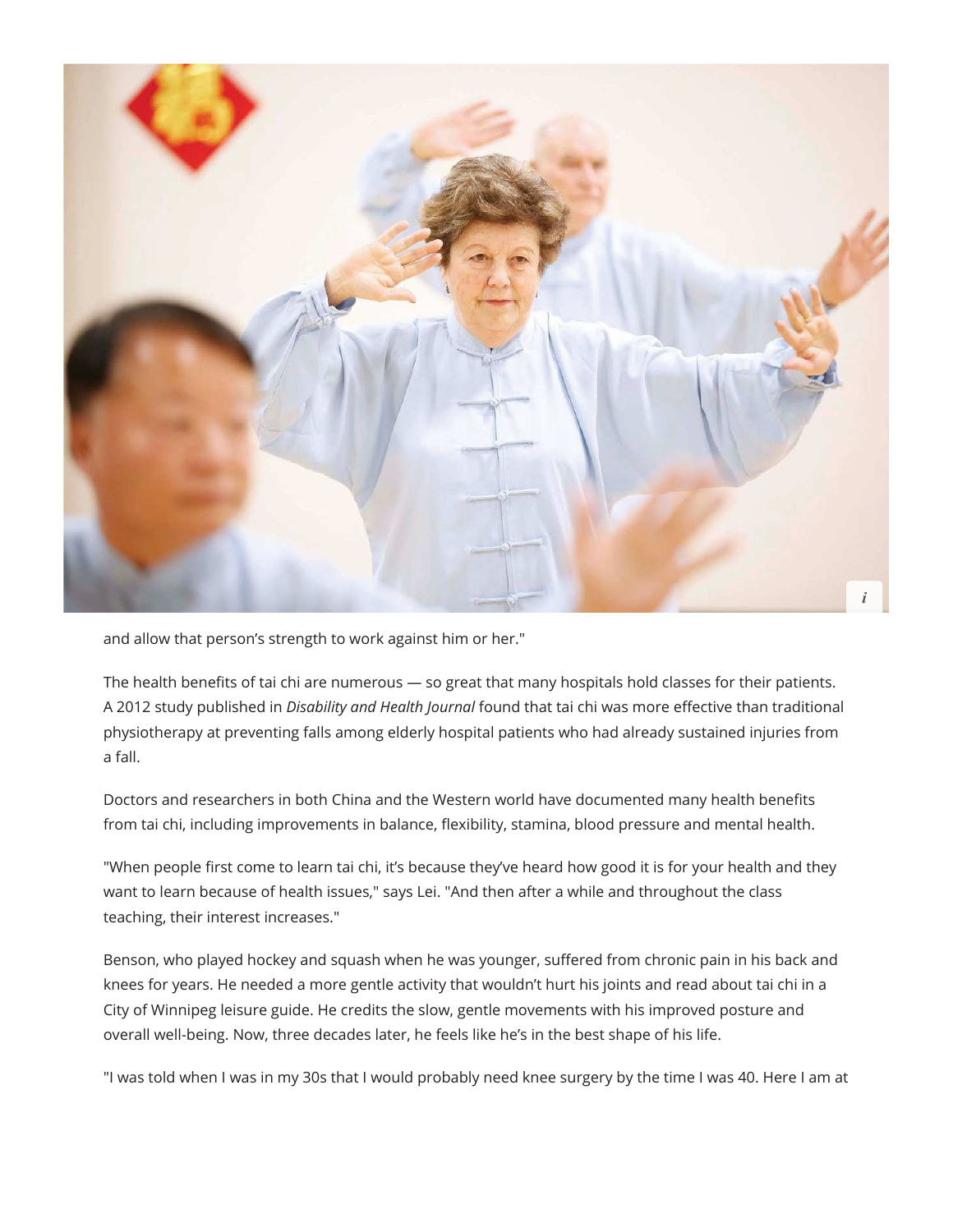and allow that person's strength to work against him or her."

The health benefits of tai chi are numerous — so great that many hospitals hold classes for their patients. A 2012 study published in *Disability and Health Journal* found that tai chi was more effective than traditional physiotherapy at preventing falls among elderly hospital patients who had already sustained injuries from a fall.

Doctors and researchers in both China and the Western world have documented many health benefits from tai chi, including improvements in balance, flexibility, stamina, blood pressure and mental health.

"When people first come to learn tai chi, it's because they've heard how good it is for your health and they want to learn because of health issues," says Lei. "And then after a while and throughout the class teaching, their interest increases."

Benson, who played hockey and squash when he was younger, suffered from chronic pain in his back and knees for years. He needed a more gentle activity that wouldn't hurt his joints and read about tai chi in a City of Winnipeg leisure guide. He credits the slow, gentle movements with his improved posture and overall well-being. Now, three decades later, he feels like he's in the best shape of his life.

"I was told when I was in my 30s that I would probably need knee surgery by the time I was 40. Here I am at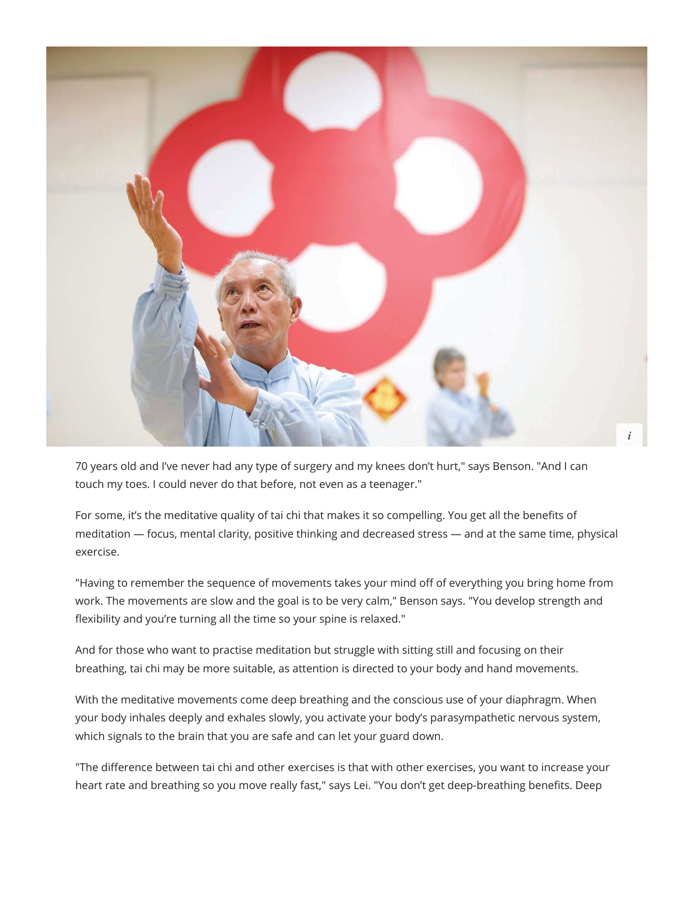70 years old and I've never had any type of surgery and my knees don't hurt," says Benson. "And I can touch my toes. I could never do that before, not even as a teenager."

For some, it's the meditative quality of tai chi that makes it so compelling. You get all the benefits of meditation — focus, mental clarity, positive thinking and decreased stress — and at the same time, physical exercise.

"Having to remember the sequence of movements takes your mind off of everything you bring home from work. The movements are slow and the goal is to be very calm," Benson says. "You develop strength and flexibility and you're turning all the time so your spine is relaxed."

And for those who want to practise meditation but struggle with sitting still and focusing on their breathing, tai chi may be more suitable, as attention is directed to your body and hand movements.

With the meditative movements come deep breathing and the conscious use of your diaphragm. When your body inhales deeply and exhales slowly, you activate your body's parasympathetic nervous system, which signals to the brain that you are safe and can let your guard down.

"The difference between tai chi and other exercises is that with other exercises, you want to increase your heart rate and breathing so you move really fast," says Lei. "You don't get deep-breathing benefits. Deep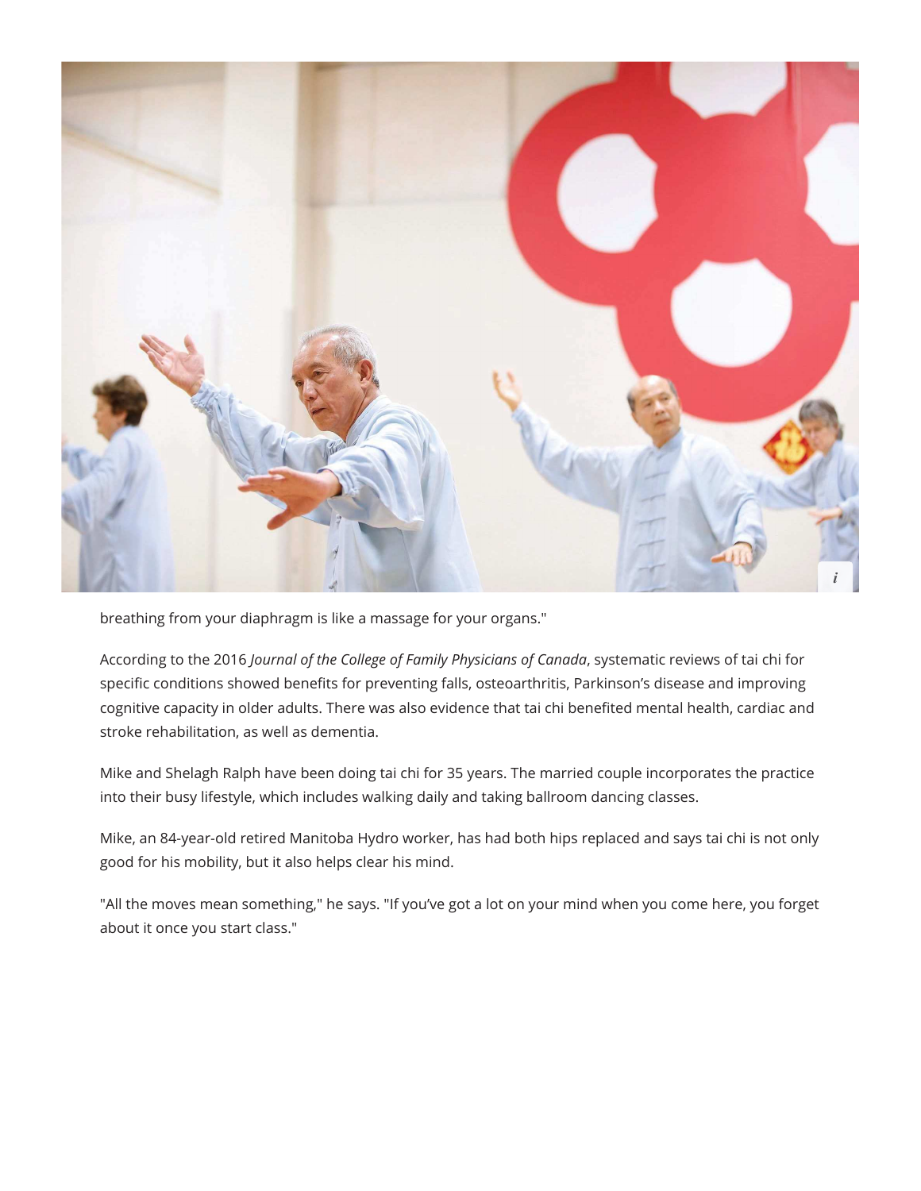breathing from your diaphragm is like a massage for your organs."

According to the 2016 *Journal of the College of Family Physicians of Canada*, systematic reviews of tai chi for specific conditions showed benefits for preventing falls, osteoarthritis, Parkinson's disease and improving cognitive capacity in older adults. There was also evidence that tai chi benefited mental health, cardiac and stroke rehabilitation, as well as dementia.

Mike and Shelagh Ralph have been doing tai chi for 35 years. The married couple incorporates the practice into their busy lifestyle, which includes walking daily and taking ballroom dancing classes.

Mike, an 84-year-old retired Manitoba Hydro worker, has had both hips replaced and says tai chi is not only good for his mobility, but it also helps clear his mind.

"All the moves mean something," he says. "If you've got a lot on your mind when you come here, you forget about it once you start class."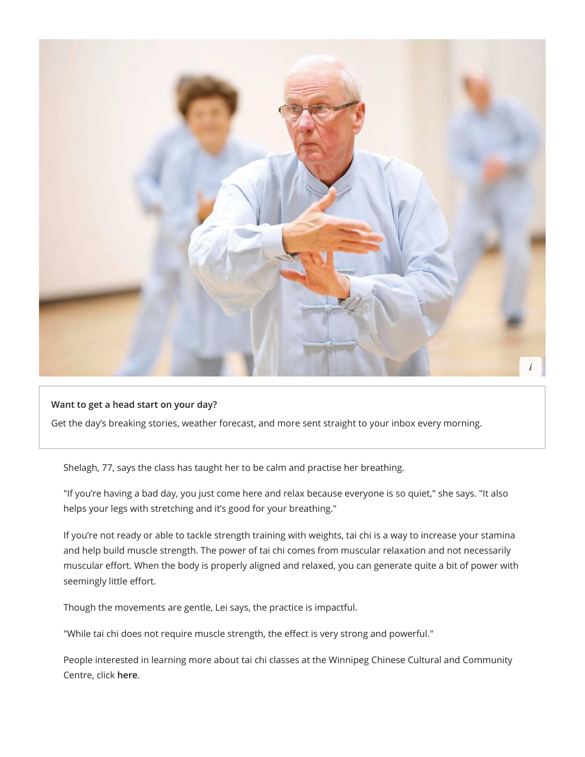**Want to get a head start on your day?**

Get the day's breaking stories, weather forecast, and more sent straight to your inbox every morning.

Shelagh, 77, says the class has taught her to be calm and practise her breathing.

"If you're having a bad day, you just come here and relax because everyone is so quiet," she says. "It also helps your legs with stretching and it's good for your breathing."

If you're not ready or able to tackle strength training with weights, tai chi is a way to increase your stamina and help build muscle strength. The power of tai chi comes from muscular relaxation and not necessarily muscular effort. When the body is properly aligned and relaxed, you can generate quite a bit of power with seemingly little effort.

Though the movements are gentle, Lei says, the practice is impactful.

"While tai chi does not require muscle strength, the effect is very strong and powerful."

People interested in learning more about tai chi classes at the Winnipeg Chinese Cultural and Community Centre, click **here**.